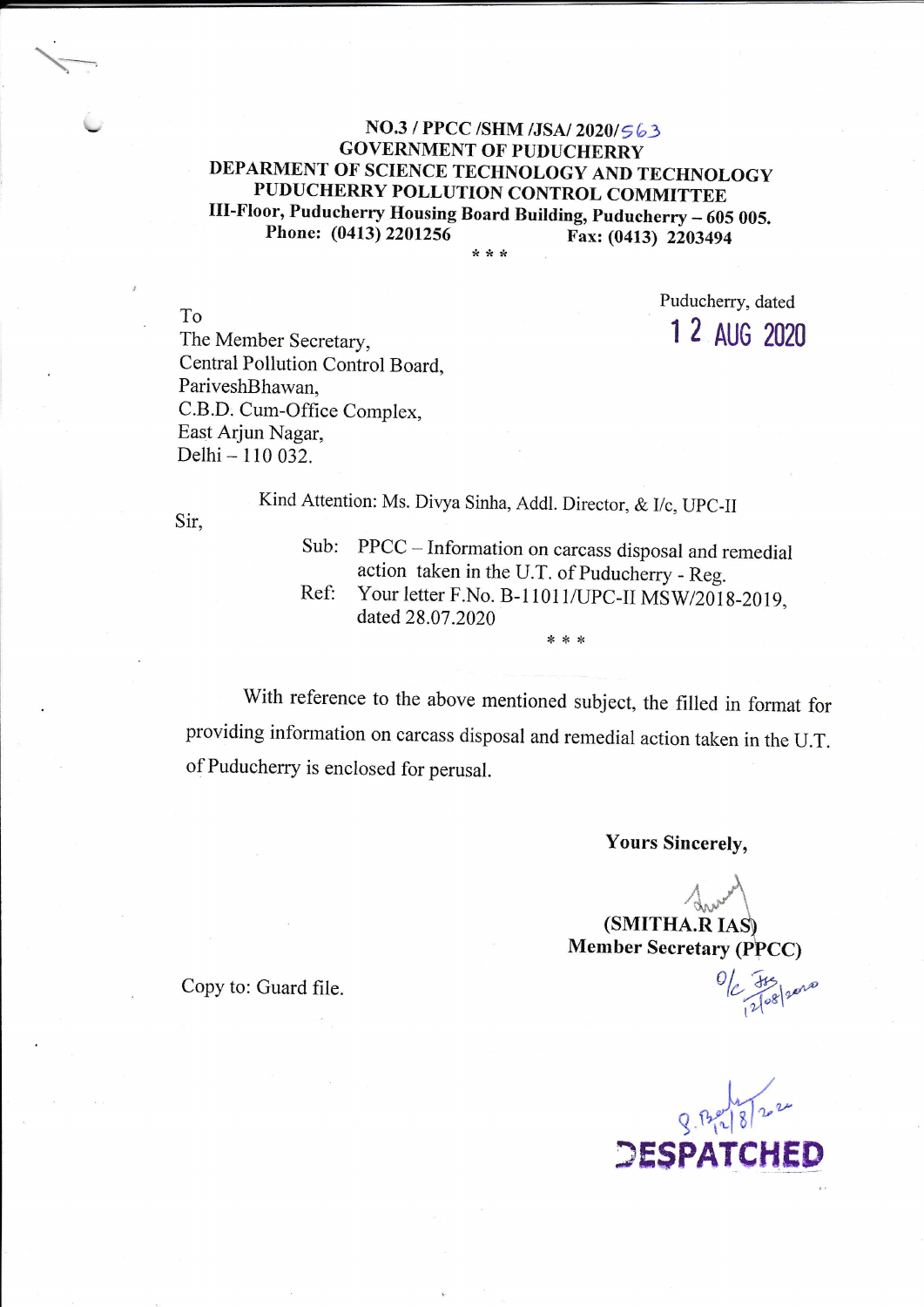**NO.3 / PPCC /SHM /JSA/ 2020/563**
**GOVERNMENT OF PUDUCHERRY**
**DEPARMENT OF SCIENCE TECHNOLOGY AND TECHNOLOGY**
**PUDUCHERRY POLLUTION CONTROL COMMITTEE**
**III-Floor, Puducherry Housing Board Building, Puducherry – 605 005.**
**Phone: (0413) 2201256 Fax: (0413) 2203494**

\* \* \*

Puducherry, dated
12 AUG 2020

To
The Member Secretary,
Central Pollution Control Board,
PariveshBhawan,
C.B.D. Cum-Office Complex,
East Arjun Nagar,
Delhi – 110 032.

Kind Attention: Ms. Divya Sinha, Addl. Director, & I/c, UPC-II

Sir,

Sub: PPCC – Information on carcass disposal and remedial action taken in the U.T. of Puducherry - Reg.
Ref: Your letter F.No. B-11011/UPC-II MSW/2018-2019, dated 28.07.2020

\* \* \*

With reference to the above mentioned subject, the filled in format for providing information on carcass disposal and remedial action taken in the U.T. of Puducherry is enclosed for perusal.

**Yours Sincerely,**

**(SMITHA.R IAS)**
**Member Secretary (PPCC)**

O/c 12/08/2020

Copy to: Guard file.

12/8/2020
DESPATCHED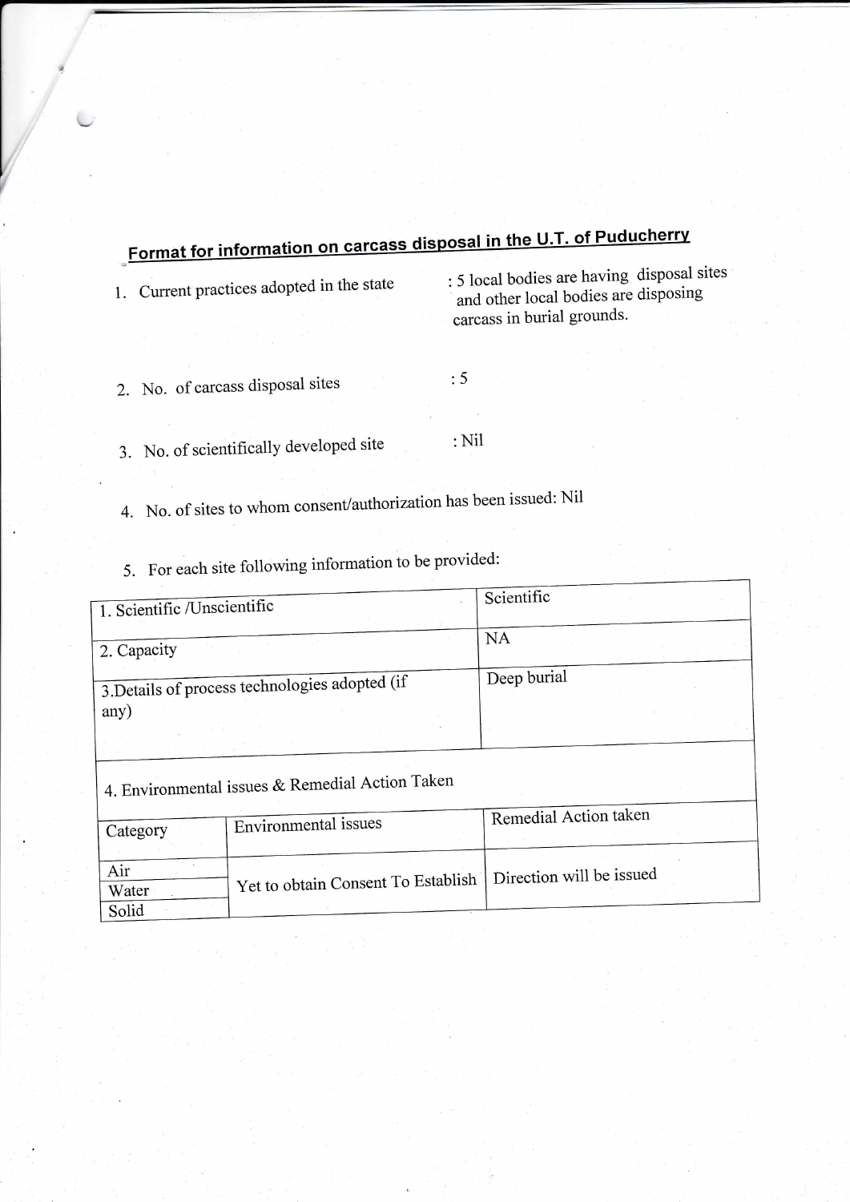## Format for information on carcass disposal in the U.T. of Puducherry

1. Current practices adopted in the state : 5 local bodies are having disposal sites and other local bodies are disposing carcass in burial grounds.

2. No. of carcass disposal sites : 5

3. No. of scientifically developed site : Nil

4. No. of sites to whom consent/authorization has been issued: Nil

5. For each site following information to be provided:

| | | |
|---|---|---|
| 1. Scientific /Unscientific | | Scientific |
| 2. Capacity | | NA |
| 3.Details of process technologies adopted (if any) | | Deep burial |
| 4. Environmental issues & Remedial Action Taken | | |
| Category | Environmental issues | Remedial Action taken |
| Air | Yet to obtain Consent To Establish | Direction will be issued |
| Water | | |
| Solid | | |